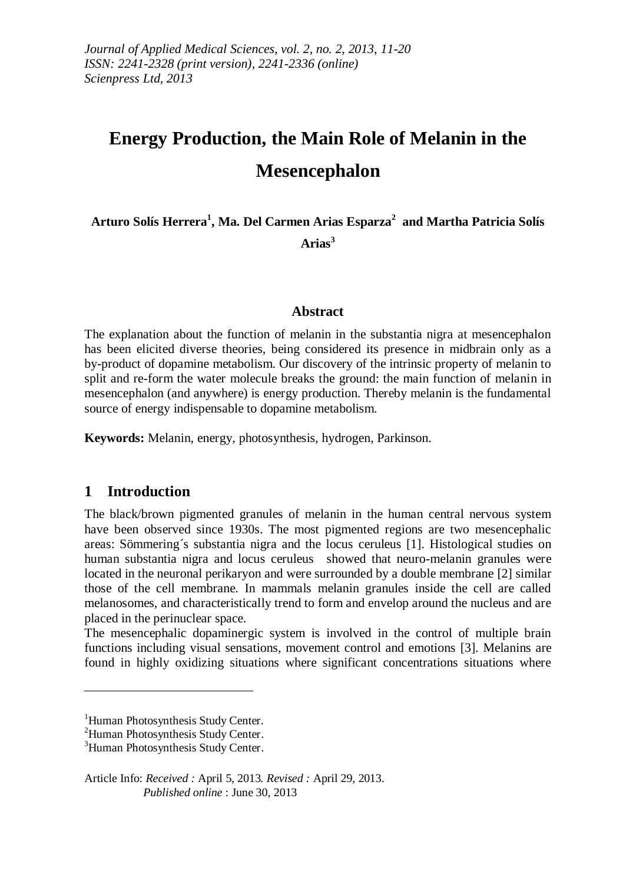*Journal of Applied Medical Sciences, vol. 2, no. 2, 2013, 11-20*
*ISSN: 2241-2328 (print version), 2241-2336 (online)*
*Scienpress Ltd, 2013*

# Energy Production, the Main Role of Melanin in the Mesencephalon

**Arturo Solís Herrera[1], Ma. Del Carmen Arias Esparza[2] and Martha Patricia Solís Arias[3]**

### Abstract

The explanation about the function of melanin in the substantia nigra at mesencephalon has been elicited diverse theories, being considered its presence in midbrain only as a by-product of dopamine metabolism. Our discovery of the intrinsic property of melanin to split and re-form the water molecule breaks the ground: the main function of melanin in mesencephalon (and anywhere) is energy production. Thereby melanin is the fundamental source of energy indispensable to dopamine metabolism.

**Keywords:** Melanin, energy, photosynthesis, hydrogen, Parkinson.

## 1 Introduction

The black/brown pigmented granules of melanin in the human central nervous system have been observed since 1930s. The most pigmented regions are two mesencephalic areas: Sömmering´s substantia nigra and the locus ceruleus [1]. Histological studies on human substantia nigra and locus ceruleus showed that neuro-melanin granules were located in the neuronal perikaryon and were surrounded by a double membrane [2] similar those of the cell membrane. In mammals melanin granules inside the cell are called melanosomes, and characteristically trend to form and envelop around the nucleus and are placed in the perinuclear space.

The mesencephalic dopaminergic system is involved in the control of multiple brain functions including visual sensations, movement control and emotions [3]. Melanins are found in highly oxidizing situations where significant concentrations situations where

---

[1]Human Photosynthesis Study Center.
[2]Human Photosynthesis Study Center.
[3]Human Photosynthesis Study Center.

Article Info: *Received :* April 5, 2013. *Revised :* April 29, 2013.
*Published online* : June 30, 2013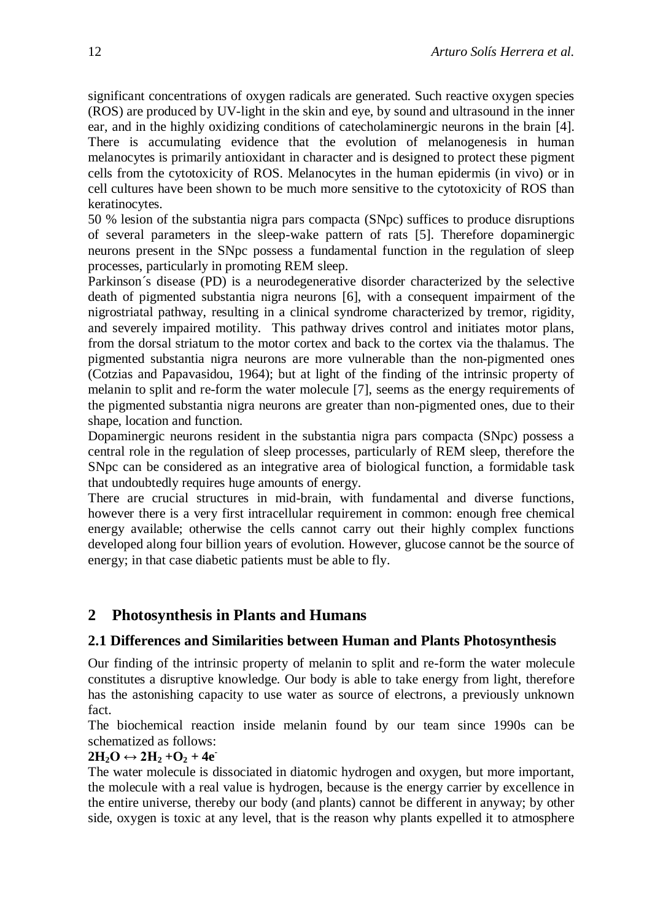significant concentrations of oxygen radicals are generated. Such reactive oxygen species (ROS) are produced by UV-light in the skin and eye, by sound and ultrasound in the inner ear, and in the highly oxidizing conditions of catecholaminergic neurons in the brain [4]. There is accumulating evidence that the evolution of melanogenesis in human melanocytes is primarily antioxidant in character and is designed to protect these pigment cells from the cytotoxicity of ROS. Melanocytes in the human epidermis (in vivo) or in cell cultures have been shown to be much more sensitive to the cytotoxicity of ROS than keratinocytes.

50 % lesion of the substantia nigra pars compacta (SNpc) suffices to produce disruptions of several parameters in the sleep-wake pattern of rats [5]. Therefore dopaminergic neurons present in the SNpc possess a fundamental function in the regulation of sleep processes, particularly in promoting REM sleep.

Parkinson´s disease (PD) is a neurodegenerative disorder characterized by the selective death of pigmented substantia nigra neurons [6], with a consequent impairment of the nigrostriatal pathway, resulting in a clinical syndrome characterized by tremor, rigidity, and severely impaired motility. This pathway drives control and initiates motor plans, from the dorsal striatum to the motor cortex and back to the cortex via the thalamus. The pigmented substantia nigra neurons are more vulnerable than the non-pigmented ones (Cotzias and Papavasidou, 1964); but at light of the finding of the intrinsic property of melanin to split and re-form the water molecule [7], seems as the energy requirements of the pigmented substantia nigra neurons are greater than non-pigmented ones, due to their shape, location and function.

Dopaminergic neurons resident in the substantia nigra pars compacta (SNpc) possess a central role in the regulation of sleep processes, particularly of REM sleep, therefore the SNpc can be considered as an integrative area of biological function, a formidable task that undoubtedly requires huge amounts of energy.

There are crucial structures in mid-brain, with fundamental and diverse functions, however there is a very first intracellular requirement in common: enough free chemical energy available; otherwise the cells cannot carry out their highly complex functions developed along four billion years of evolution. However, glucose cannot be the source of energy; in that case diabetic patients must be able to fly.

## 2 Photosynthesis in Plants and Humans

### 2.1 Differences and Similarities between Human and Plants Photosynthesis

Our finding of the intrinsic property of melanin to split and re-form the water molecule constitutes a disruptive knowledge. Our body is able to take energy from light, therefore has the astonishing capacity to use water as source of electrons, a previously unknown fact.

The biochemical reaction inside melanin found by our team since 1990s can be schematized as follows:

$$2H_2O \leftrightarrow 2H_2 + O_2 + 4e^-$$

The water molecule is dissociated in diatomic hydrogen and oxygen, but more important, the molecule with a real value is hydrogen, because is the energy carrier by excellence in the entire universe, thereby our body (and plants) cannot be different in anyway; by other side, oxygen is toxic at any level, that is the reason why plants expelled it to atmosphere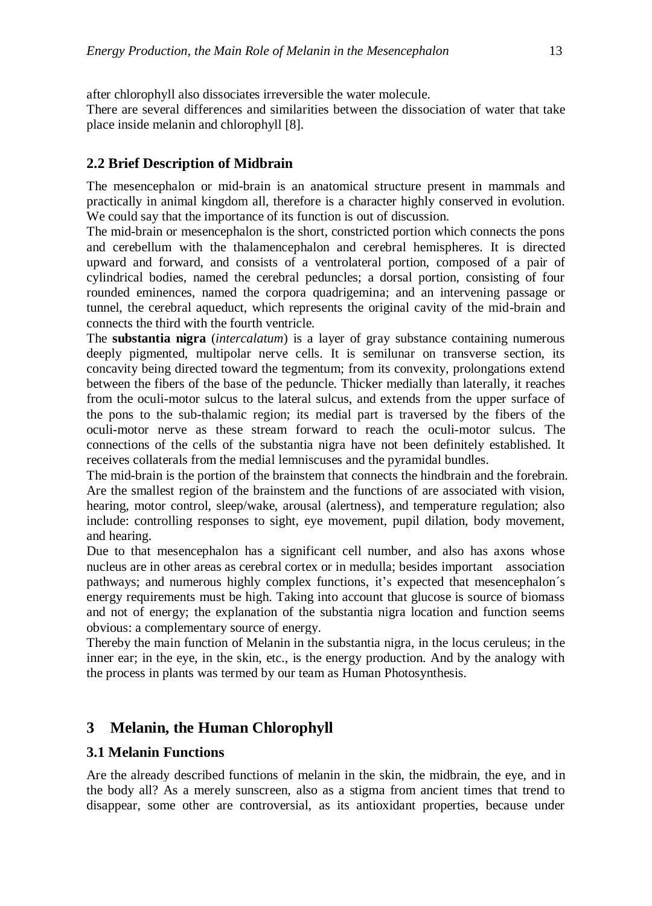after chlorophyll also dissociates irreversible the water molecule.

There are several differences and similarities between the dissociation of water that take place inside melanin and chlorophyll [8].

### 2.2 Brief Description of Midbrain

The mesencephalon or mid-brain is an anatomical structure present in mammals and practically in animal kingdom all, therefore is a character highly conserved in evolution. We could say that the importance of its function is out of discussion.

The mid-brain or mesencephalon is the short, constricted portion which connects the pons and cerebellum with the thalamencephalon and cerebral hemispheres. It is directed upward and forward, and consists of a ventrolateral portion, composed of a pair of cylindrical bodies, named the cerebral peduncles; a dorsal portion, consisting of four rounded eminences, named the corpora quadrigemina; and an intervening passage or tunnel, the cerebral aqueduct, which represents the original cavity of the mid-brain and connects the third with the fourth ventricle.

The **substantia nigra** (*intercalatum*) is a layer of gray substance containing numerous deeply pigmented, multipolar nerve cells. It is semilunar on transverse section, its concavity being directed toward the tegmentum; from its convexity, prolongations extend between the fibers of the base of the peduncle. Thicker medially than laterally, it reaches from the oculi-motor sulcus to the lateral sulcus, and extends from the upper surface of the pons to the sub-thalamic region; its medial part is traversed by the fibers of the oculi-motor nerve as these stream forward to reach the oculi-motor sulcus. The connections of the cells of the substantia nigra have not been definitely established. It receives collaterals from the medial lemniscuses and the pyramidal bundles.

The mid-brain is the portion of the brainstem that connects the hindbrain and the forebrain. Are the smallest region of the brainstem and the functions of are associated with vision, hearing, motor control, sleep/wake, arousal (alertness), and temperature regulation; also include: controlling responses to sight, eye movement, pupil dilation, body movement, and hearing.

Due to that mesencephalon has a significant cell number, and also has axons whose nucleus are in other areas as cerebral cortex or in medulla; besides important association pathways; and numerous highly complex functions, it's expected that mesencephalon´s energy requirements must be high. Taking into account that glucose is source of biomass and not of energy; the explanation of the substantia nigra location and function seems obvious: a complementary source of energy.

Thereby the main function of Melanin in the substantia nigra, in the locus ceruleus; in the inner ear; in the eye, in the skin, etc., is the energy production. And by the analogy with the process in plants was termed by our team as Human Photosynthesis.

## 3 Melanin, the Human Chlorophyll

### 3.1 Melanin Functions

Are the already described functions of melanin in the skin, the midbrain, the eye, and in the body all? As a merely sunscreen, also as a stigma from ancient times that trend to disappear, some other are controversial, as its antioxidant properties, because under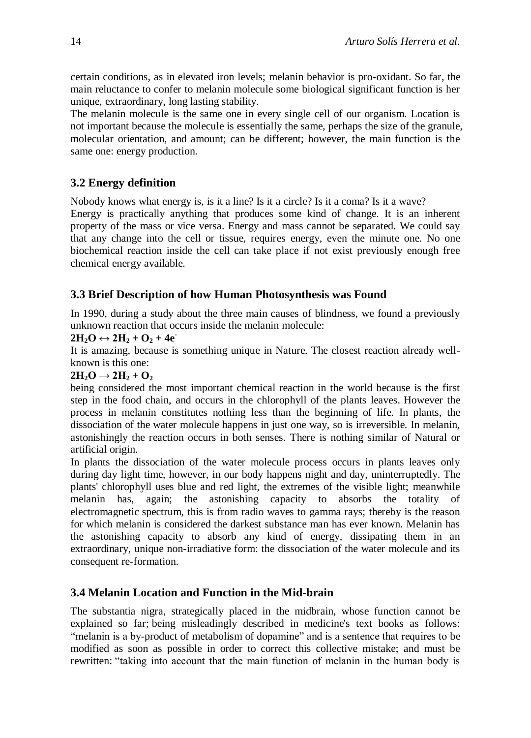certain conditions, as in elevated iron levels; melanin behavior is pro-oxidant. So far, the main reluctance to confer to melanin molecule some biological significant function is her unique, extraordinary, long lasting stability.

The melanin molecule is the same one in every single cell of our organism. Location is not important because the molecule is essentially the same, perhaps the size of the granule, molecular orientation, and amount; can be different; however, the main function is the same one: energy production.

### 3.2 Energy definition

Nobody knows what energy is, is it a line? Is it a circle? Is it a coma? Is it a wave?

Energy is practically anything that produces some kind of change. It is an inherent property of the mass or vice versa. Energy and mass cannot be separated. We could say that any change into the cell or tissue, requires energy, even the minute one. No one biochemical reaction inside the cell can take place if not exist previously enough free chemical energy available.

### 3.3 Brief Description of how Human Photosynthesis was Found

In 1990, during a study about the three main causes of blindness, we found a previously unknown reaction that occurs inside the melanin molecule:

$$2H_2O \leftrightarrow 2H_2 + O_2 + 4e^-$$

It is amazing, because is something unique in Nature. The closest reaction already well-known is this one:

$$2H_2O \rightarrow 2H_2 + O_2$$

being considered the most important chemical reaction in the world because is the first step in the food chain, and occurs in the chlorophyll of the plants leaves. However the process in melanin constitutes nothing less than the beginning of life. In plants, the dissociation of the water molecule happens in just one way, so is irreversible. In melanin, astonishingly the reaction occurs in both senses. There is nothing similar of Natural or artificial origin.

In plants the dissociation of the water molecule process occurs in plants leaves only during day light time, however, in our body happens night and day, uninterruptedly. The plants' chlorophyll uses blue and red light, the extremes of the visible light; meanwhile melanin has, again; the astonishing capacity to absorbs the totality of electromagnetic spectrum, this is from radio waves to gamma rays; thereby is the reason for which melanin is considered the darkest substance man has ever known. Melanin has the astonishing capacity to absorb any kind of energy, dissipating them in an extraordinary, unique non-irradiative form: the dissociation of the water molecule and its consequent re-formation.

### 3.4 Melanin Location and Function in the Mid-brain

The substantia nigra, strategically placed in the midbrain, whose function cannot be explained so far; being misleadingly described in medicine's text books as follows: "melanin is a by-product of metabolism of dopamine" and is a sentence that requires to be modified as soon as possible in order to correct this collective mistake; and must be rewritten: "taking into account that the main function of melanin in the human body is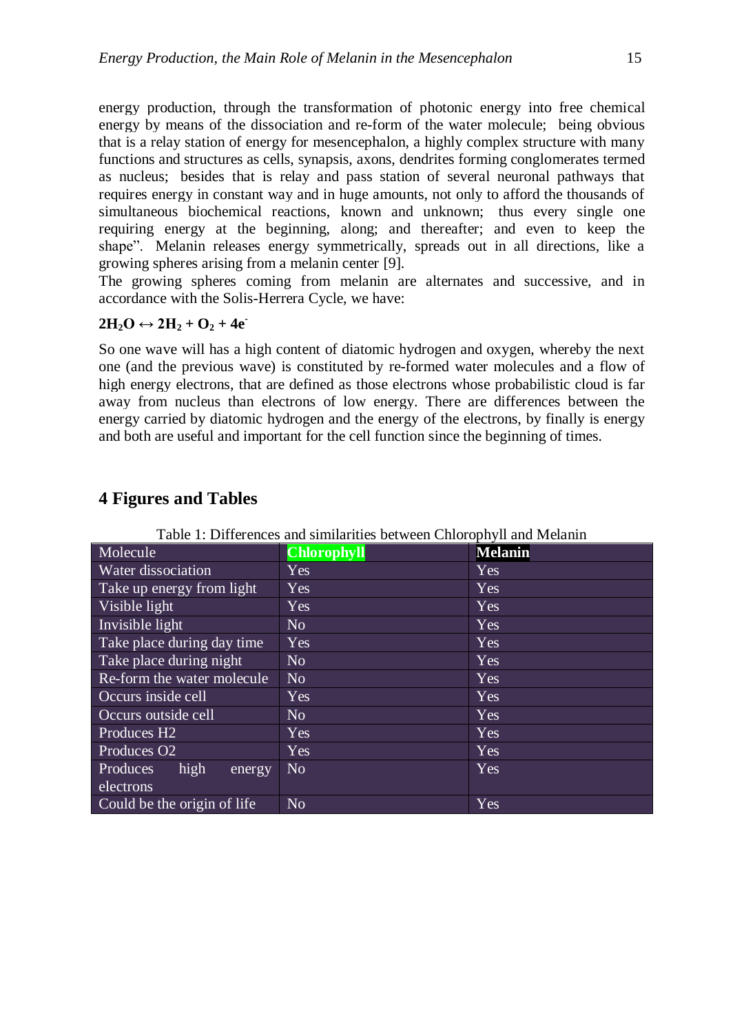energy production, through the transformation of photonic energy into free chemical energy by means of the dissociation and re-form of the water molecule; being obvious that is a relay station of energy for mesencephalon, a highly complex structure with many functions and structures as cells, synapsis, axons, dendrites forming conglomerates termed as nucleus; besides that is relay and pass station of several neuronal pathways that requires energy in constant way and in huge amounts, not only to afford the thousands of simultaneous biochemical reactions, known and unknown; thus every single one requiring energy at the beginning, along; and thereafter; and even to keep the shape". Melanin releases energy symmetrically, spreads out in all directions, like a growing spheres arising from a melanin center [9].

The growing spheres coming from melanin are alternates and successive, and in accordance with the Solis-Herrera Cycle, we have:

$$\mathbf{2H_2O \leftrightarrow 2H_2 + O_2 + 4e^-}$$

So one wave will has a high content of diatomic hydrogen and oxygen, whereby the next one (and the previous wave) is constituted by re-formed water molecules and a flow of high energy electrons, that are defined as those electrons whose probabilistic cloud is far away from nucleus than electrons of low energy. There are differences between the energy carried by diatomic hydrogen and the energy of the electrons, by finally is energy and both are useful and important for the cell function since the beginning of times.

## 4 Figures and Tables

Table 1: Differences and similarities between Chlorophyll and Melanin

| Molecule | **Chlorophyll** | **Melanin** |
|---|---|---|
| Water dissociation | Yes | Yes |
| Take up energy from light | Yes | Yes |
| Visible light | Yes | Yes |
| Invisible light | No | Yes |
| Take place during day time | Yes | Yes |
| Take place during night | No | Yes |
| Re-form the water molecule | No | Yes |
| Occurs inside cell | Yes | Yes |
| Occurs outside cell | No | Yes |
| Produces H2 | Yes | Yes |
| Produces O2 | Yes | Yes |
| Produces high energy electrons | No | Yes |
| Could be the origin of life | No | Yes |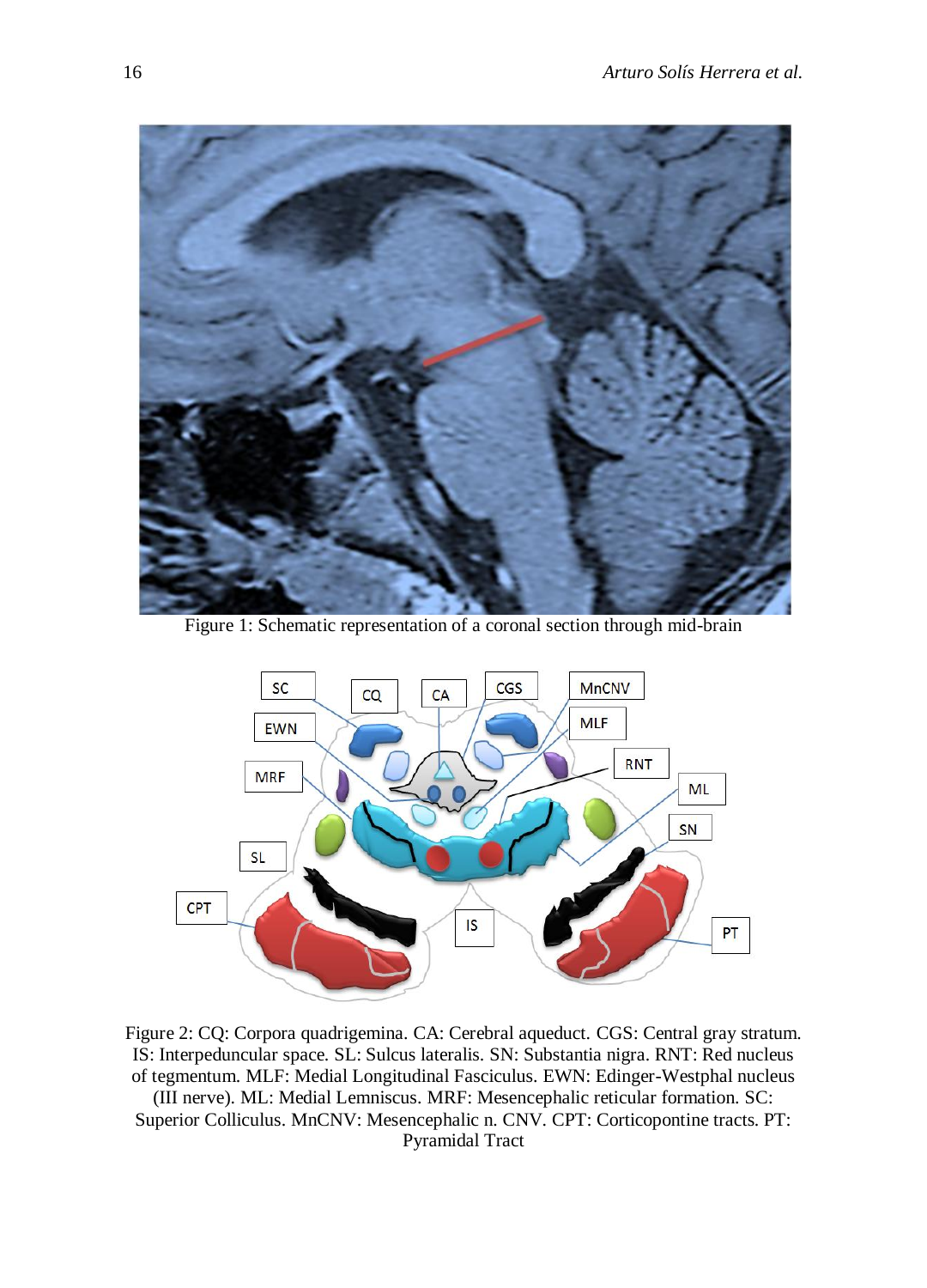Figure 1: Schematic representation of a coronal section through mid-brain

Figure 2: CQ: Corpora quadrigemina. CA: Cerebral aqueduct. CGS: Central gray stratum. IS: Interpeduncular space. SL: Sulcus lateralis. SN: Substantia nigra. RNT: Red nucleus of tegmentum. MLF: Medial Longitudinal Fasciculus. EWN: Edinger-Westphal nucleus (III nerve). ML: Medial Lemniscus. MRF: Mesencephalic reticular formation. SC: Superior Colliculus. MnCNV: Mesencephalic n. CNV. CPT: Corticopontine tracts. PT: Pyramidal Tract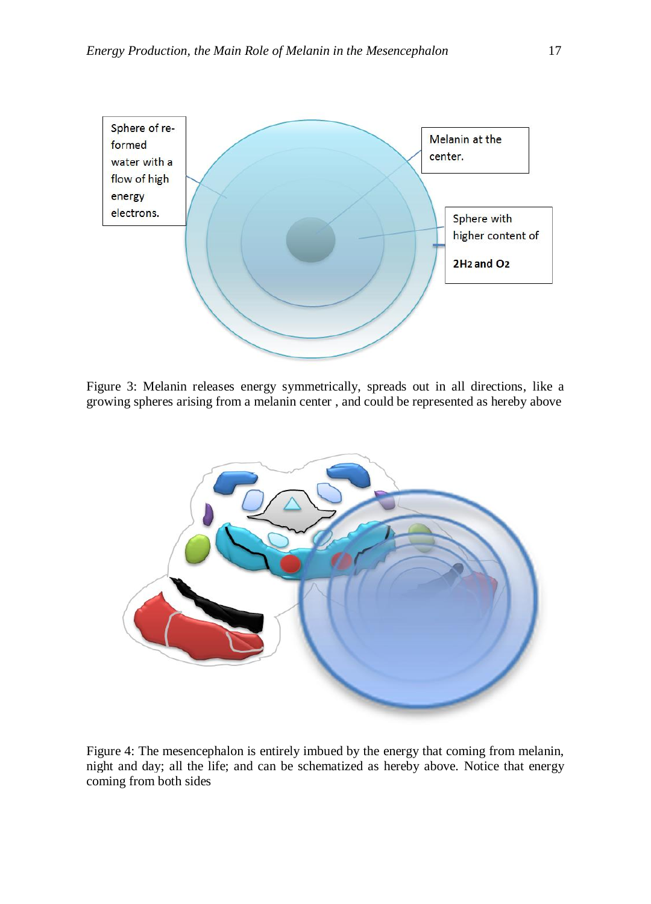Figure 3: Melanin releases energy symmetrically, spreads out in all directions, like a growing spheres arising from a melanin center , and could be represented as hereby above

Figure 4: The mesencephalon is entirely imbued by the energy that coming from melanin, night and day; all the life; and can be schematized as hereby above. Notice that energy coming from both sides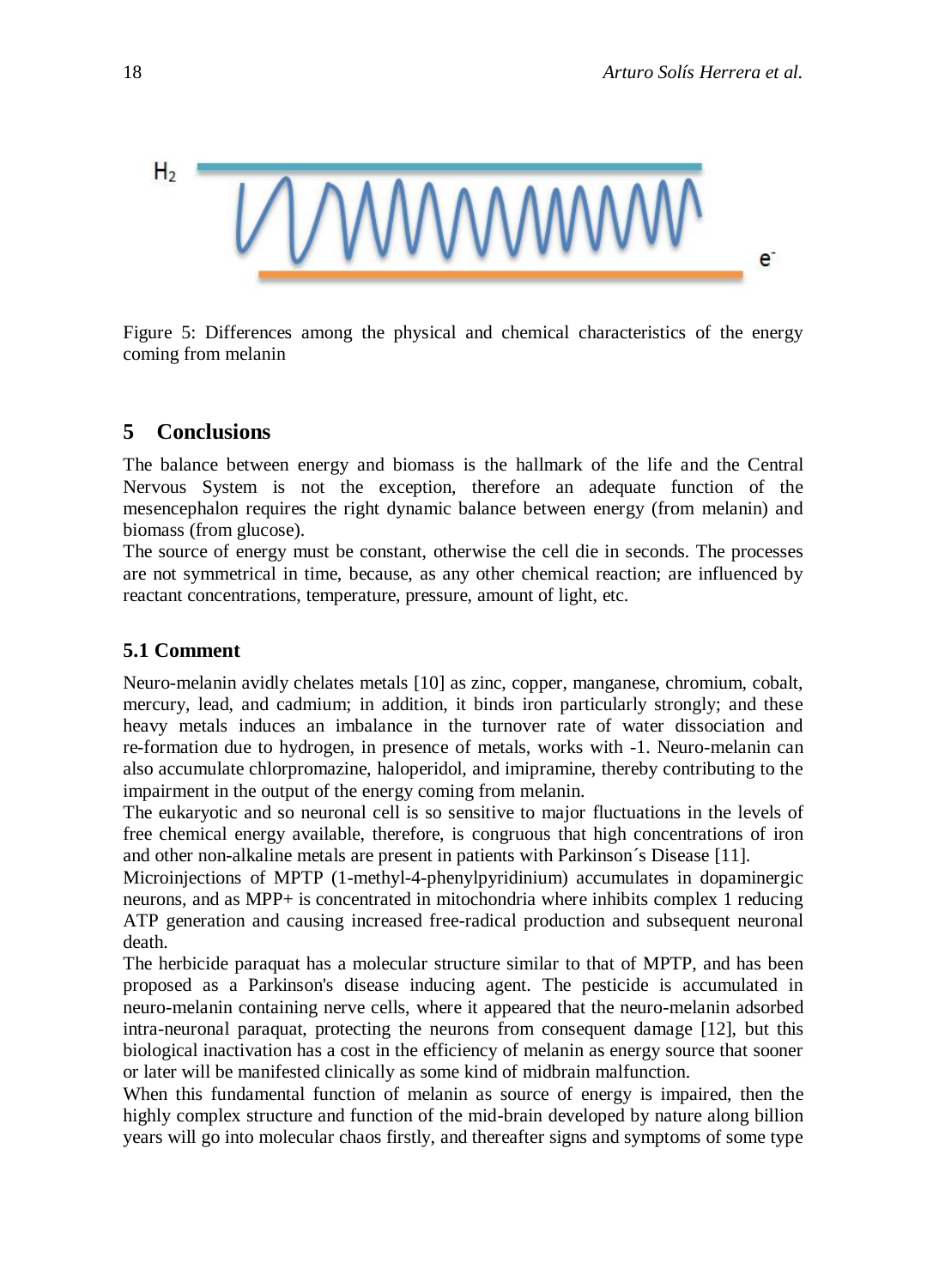Figure 5: Differences among the physical and chemical characteristics of the energy coming from melanin

## 5 Conclusions

The balance between energy and biomass is the hallmark of the life and the Central Nervous System is not the exception, therefore an adequate function of the mesencephalon requires the right dynamic balance between energy (from melanin) and biomass (from glucose).

The source of energy must be constant, otherwise the cell die in seconds. The processes are not symmetrical in time, because, as any other chemical reaction; are influenced by reactant concentrations, temperature, pressure, amount of light, etc.

### 5.1 Comment

Neuro-melanin avidly chelates metals [10] as zinc, copper, manganese, chromium, cobalt, mercury, lead, and cadmium; in addition, it binds iron particularly strongly; and these heavy metals induces an imbalance in the turnover rate of water dissociation and re-formation due to hydrogen, in presence of metals, works with -1. Neuro-melanin can also accumulate chlorpromazine, haloperidol, and imipramine, thereby contributing to the impairment in the output of the energy coming from melanin.

The eukaryotic and so neuronal cell is so sensitive to major fluctuations in the levels of free chemical energy available, therefore, is congruous that high concentrations of iron and other non-alkaline metals are present in patients with Parkinson´s Disease [11].

Microinjections of MPTP (1-methyl-4-phenylpyridinium) accumulates in dopaminergic neurons, and as MPP+ is concentrated in mitochondria where inhibits complex 1 reducing ATP generation and causing increased free-radical production and subsequent neuronal death.

The herbicide paraquat has a molecular structure similar to that of MPTP, and has been proposed as a Parkinson's disease inducing agent. The pesticide is accumulated in neuro-melanin containing nerve cells, where it appeared that the neuro-melanin adsorbed intra-neuronal paraquat, protecting the neurons from consequent damage [12], but this biological inactivation has a cost in the efficiency of melanin as energy source that sooner or later will be manifested clinically as some kind of midbrain malfunction.

When this fundamental function of melanin as source of energy is impaired, then the highly complex structure and function of the mid-brain developed by nature along billion years will go into molecular chaos firstly, and thereafter signs and symptoms of some type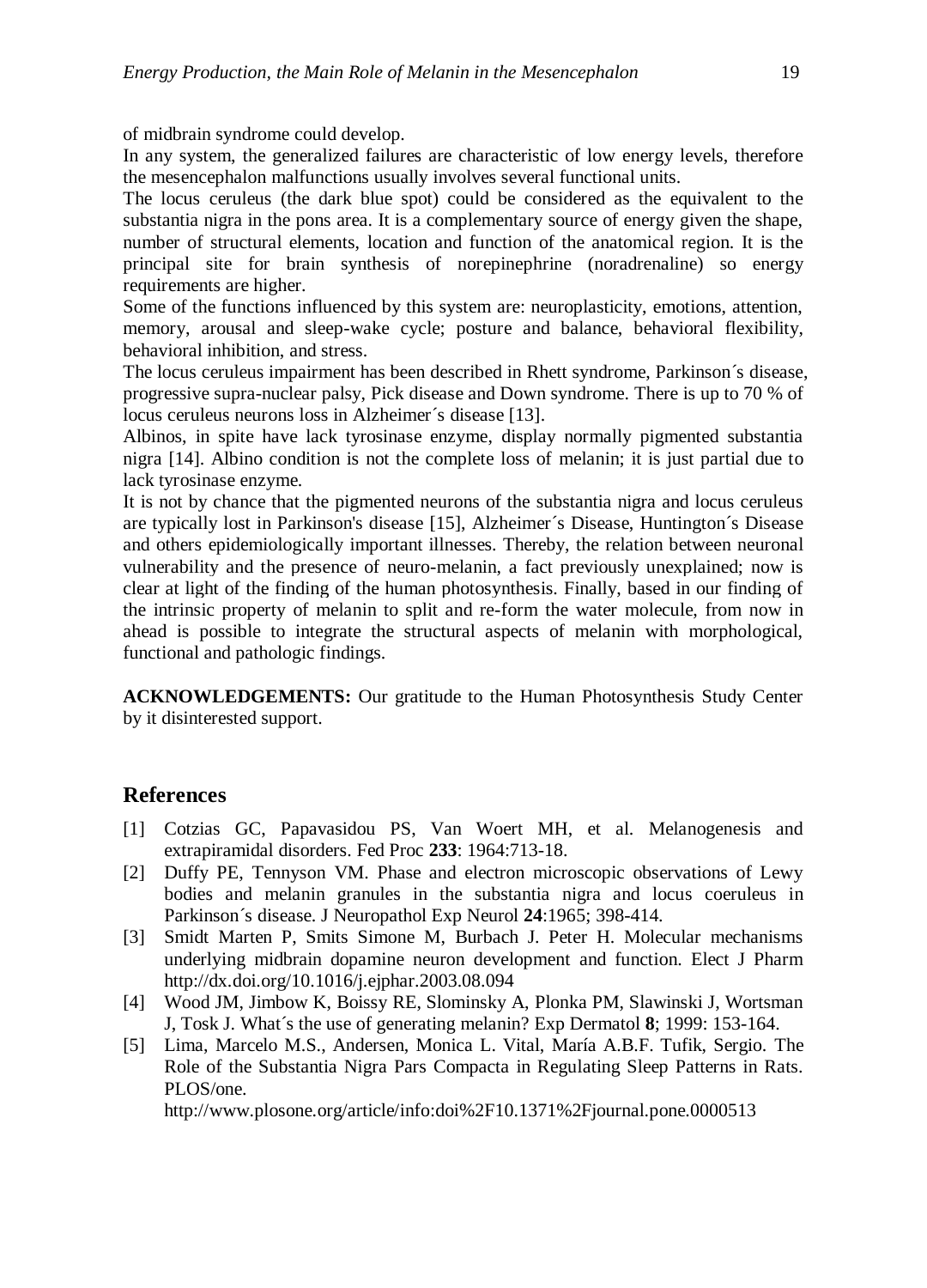of midbrain syndrome could develop.

In any system, the generalized failures are characteristic of low energy levels, therefore the mesencephalon malfunctions usually involves several functional units.

The locus ceruleus (the dark blue spot) could be considered as the equivalent to the substantia nigra in the pons area. It is a complementary source of energy given the shape, number of structural elements, location and function of the anatomical region. It is the principal site for brain synthesis of norepinephrine (noradrenaline) so energy requirements are higher.

Some of the functions influenced by this system are: neuroplasticity, emotions, attention, memory, arousal and sleep-wake cycle; posture and balance, behavioral flexibility, behavioral inhibition, and stress.

The locus ceruleus impairment has been described in Rhett syndrome, Parkinson´s disease, progressive supra-nuclear palsy, Pick disease and Down syndrome. There is up to 70 % of locus ceruleus neurons loss in Alzheimer´s disease [13].

Albinos, in spite have lack tyrosinase enzyme, display normally pigmented substantia nigra [14]. Albino condition is not the complete loss of melanin; it is just partial due to lack tyrosinase enzyme.

It is not by chance that the pigmented neurons of the substantia nigra and locus ceruleus are typically lost in Parkinson's disease [15], Alzheimer´s Disease, Huntington´s Disease and others epidemiologically important illnesses. Thereby, the relation between neuronal vulnerability and the presence of neuro-melanin, a fact previously unexplained; now is clear at light of the finding of the human photosynthesis. Finally, based in our finding of the intrinsic property of melanin to split and re-form the water molecule, from now in ahead is possible to integrate the structural aspects of melanin with morphological, functional and pathologic findings.

**ACKNOWLEDGEMENTS:** Our gratitude to the Human Photosynthesis Study Center by it disinterested support.

## References

[1] Cotzias GC, Papavasidou PS, Van Woert MH, et al. Melanogenesis and extrapiramidal disorders. Fed Proc **233**: 1964:713-18.

[2] Duffy PE, Tennyson VM. Phase and electron microscopic observations of Lewy bodies and melanin granules in the substantia nigra and locus coeruleus in Parkinson´s disease. J Neuropathol Exp Neurol **24**:1965; 398-414.

[3] Smidt Marten P, Smits Simone M, Burbach J. Peter H. Molecular mechanisms underlying midbrain dopamine neuron development and function. Elect J Pharm http://dx.doi.org/10.1016/j.ejphar.2003.08.094

[4] Wood JM, Jimbow K, Boissy RE, Slominsky A, Plonka PM, Slawinski J, Wortsman J, Tosk J. What´s the use of generating melanin? Exp Dermatol **8**; 1999: 153-164.

[5] Lima, Marcelo M.S., Andersen, Monica L. Vital, María A.B.F. Tufik, Sergio. The Role of the Substantia Nigra Pars Compacta in Regulating Sleep Patterns in Rats. PLOS/one.
http://www.plosone.org/article/info:doi%2F10.1371%2Fjournal.pone.0000513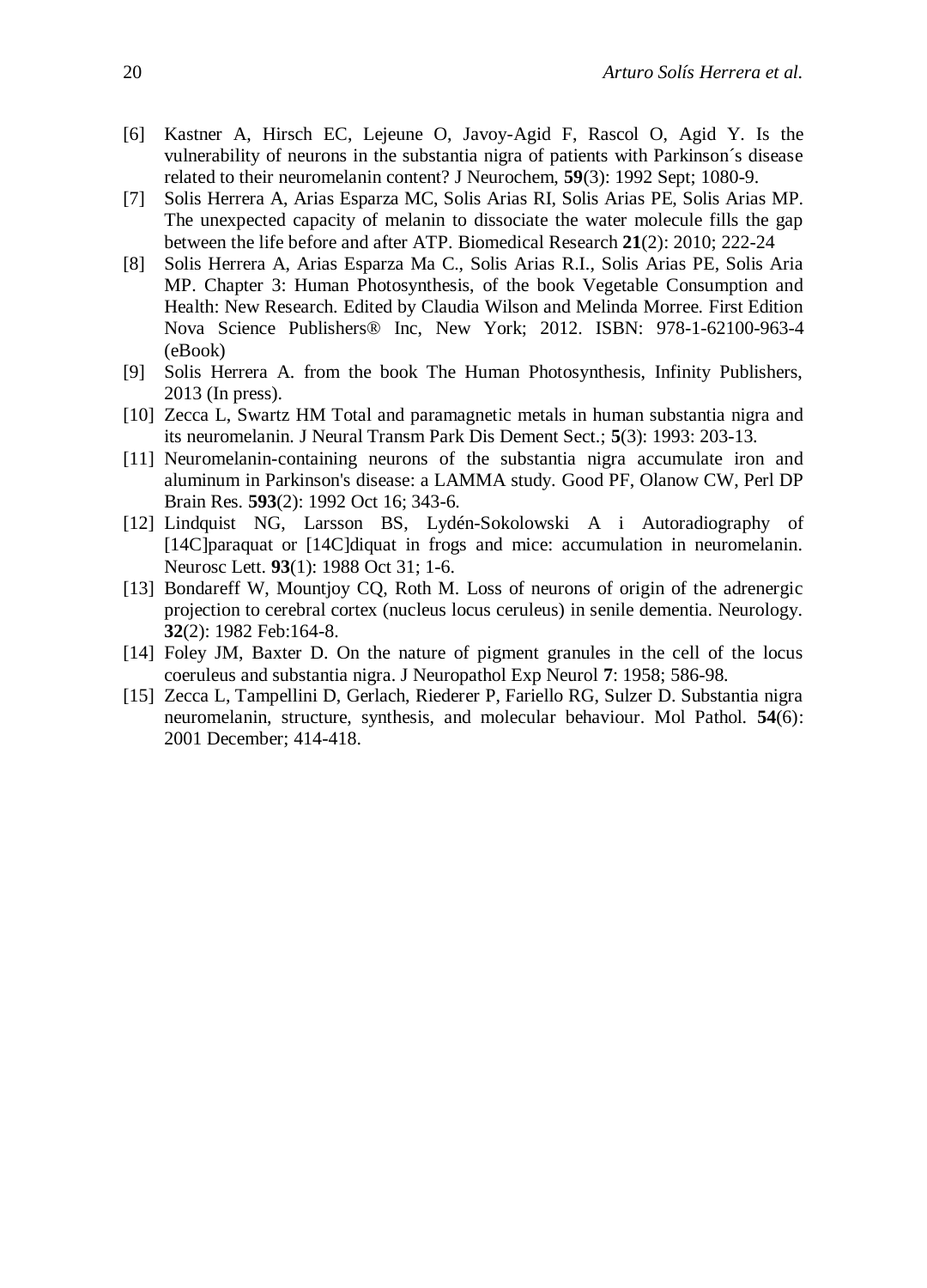[6] Kastner A, Hirsch EC, Lejeune O, Javoy-Agid F, Rascol O, Agid Y. Is the vulnerability of neurons in the substantia nigra of patients with Parkinson´s disease related to their neuromelanin content? J Neurochem, **59**(3): 1992 Sept; 1080-9.

[7] Solis Herrera A, Arias Esparza MC, Solis Arias RI, Solis Arias PE, Solis Arias MP. The unexpected capacity of melanin to dissociate the water molecule fills the gap between the life before and after ATP. Biomedical Research **21**(2): 2010; 222-24

[8] Solis Herrera A, Arias Esparza Ma C., Solis Arias R.I., Solis Arias PE, Solis Aria MP. Chapter 3: Human Photosynthesis, of the book Vegetable Consumption and Health: New Research. Edited by Claudia Wilson and Melinda Morree. First Edition Nova Science Publishers® Inc, New York; 2012. ISBN: 978-1-62100-963-4 (eBook)

[9] Solis Herrera A. from the book The Human Photosynthesis, Infinity Publishers, 2013 (In press).

[10] Zecca L, Swartz HM Total and paramagnetic metals in human substantia nigra and its neuromelanin. J Neural Transm Park Dis Dement Sect.; **5**(3): 1993: 203-13.

[11] Neuromelanin-containing neurons of the substantia nigra accumulate iron and aluminum in Parkinson's disease: a LAMMA study. Good PF, Olanow CW, Perl DP Brain Res. **593**(2): 1992 Oct 16; 343-6.

[12] Lindquist NG, Larsson BS, Lydén-Sokolowski A i Autoradiography of [14C]paraquat or [14C]diquat in frogs and mice: accumulation in neuromelanin. Neurosc Lett. **93**(1): 1988 Oct 31; 1-6.

[13] Bondareff W, Mountjoy CQ, Roth M. Loss of neurons of origin of the adrenergic projection to cerebral cortex (nucleus locus ceruleus) in senile dementia. Neurology. **32**(2): 1982 Feb:164-8.

[14] Foley JM, Baxter D. On the nature of pigment granules in the cell of the locus coeruleus and substantia nigra. J Neuropathol Exp Neurol **7**: 1958; 586-98.

[15] Zecca L, Tampellini D, Gerlach, Riederer P, Fariello RG, Sulzer D. Substantia nigra neuromelanin, structure, synthesis, and molecular behaviour. Mol Pathol. **54**(6): 2001 December; 414-418.